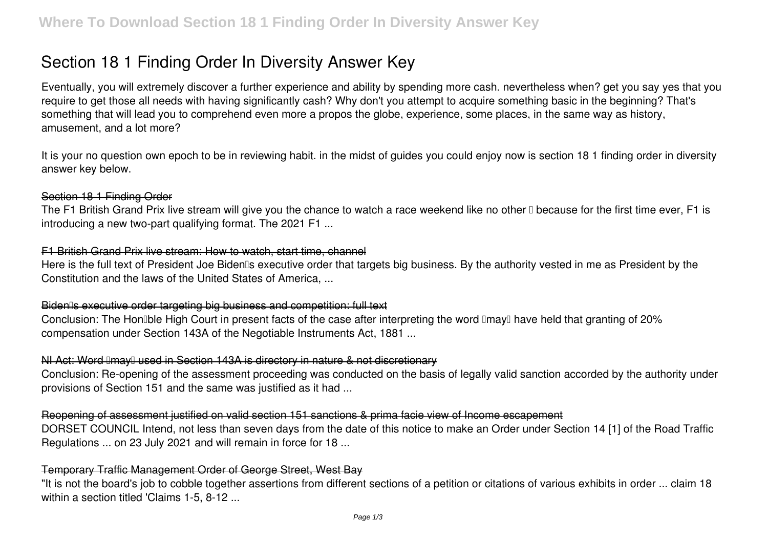# Section 18 1 Finding Order In Diversity Answer Key

Eventually, you will extremely discover a further experience and ability by spending more cash. nevertheless when? get you say yes that you require to get those all needs with having significantly cash? Why don't you attempt to acquire something basic in the beginning? That's something that will lead you to comprehend even more a propos the globe, experience, some places, in the same way as history, amusement, and a lot more?

It is your no question own epoch to be in reviewing habit. in the midst of guides you could enjoy now is **section 18 1 finding order in diversity answer key** below.

## Section 18 1 Finding Order

The F1 British Grand Prix live stream will give you the chance to watch a race weekend like no other – because for the first time ever, F1 is introducing a new two-part qualifying format. The 2021 F1 ...

## F1 British Grand Prix live stream: How to watch, start time, channel

Here is the full text of President Joe Biden's executive order that targets big business. By the authority vested in me as President by the Constitution and the laws of the United States of America, ...

## Biden's executive order targeting big business and competition: full text

Conclusion: The Hon'ble High Court in present facts of the case after interpreting the word 'may' have held that granting of 20% compensation under Section 143A of the Negotiable Instruments Act, 1881 ...

## NI Act: Word 'may' used in Section 143A is directory in nature & not discretionary

Conclusion: Re-opening of the assessment proceeding was conducted on the basis of legally valid sanction accorded by the authority under provisions of Section 151 and the same was justified as it had ...

## Reopening of assessment justified on valid section 151 sanctions & prima facie view of Income escapement

DORSET COUNCIL Intend, not less than seven days from the date of this notice to make an Order under Section 14 [1] of the Road Traffic Regulations ... on 23 July 2021 and will remain in force for 18 ...

## Temporary Traffic Management Order of George Street, West Bay

"It is not the board's job to cobble together assertions from different sections of a petition or citations of various exhibits in order ... claim 18 within a section titled 'Claims 1-5, 8-12 ...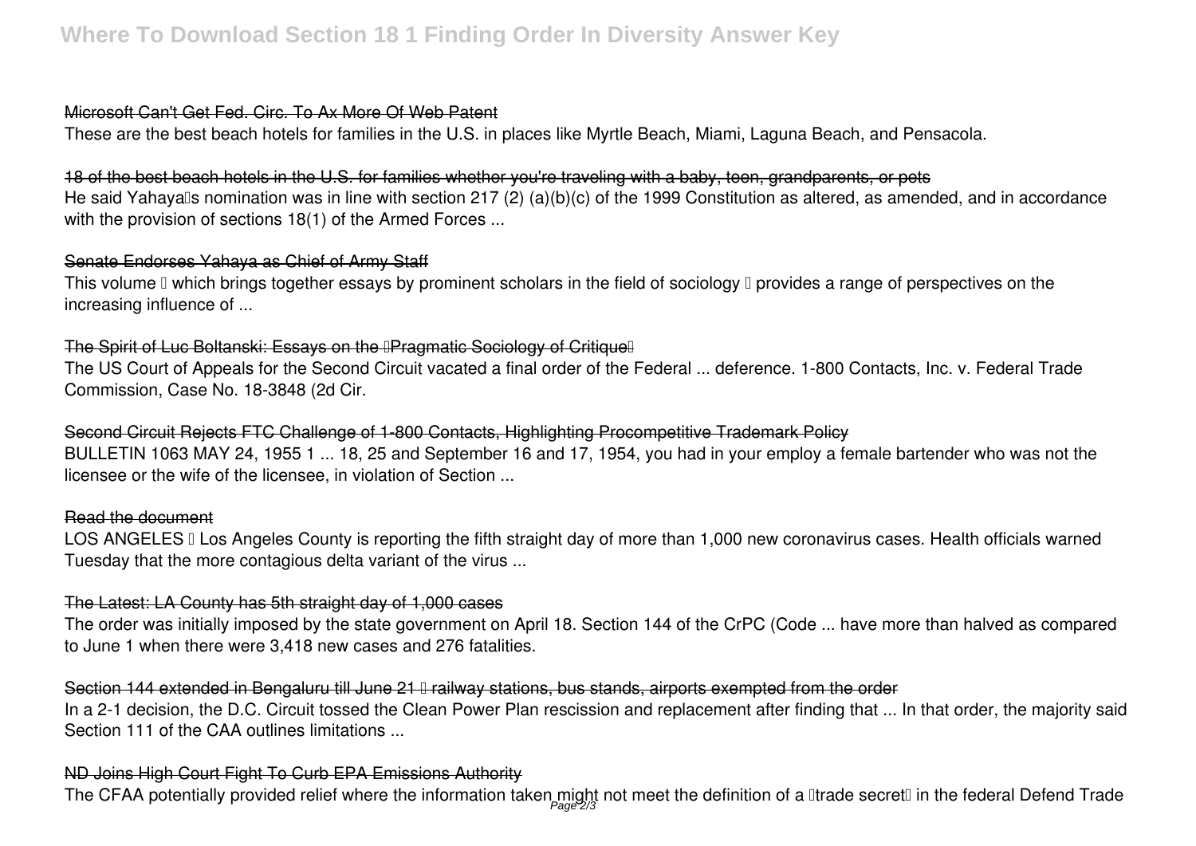### Microsoft Can't Get Fed. Circ. To Ax More Of Web Patent

These are the best beach hotels for families in the U.S. in places like Myrtle Beach, Miami, Laguna Beach, and Pensacola.

### 18 of the best beach hotels in the U.S. for families whether you're traveling with a baby, teen, grandparents, or pets

He said Yahaya's nomination was in line with section 217 (2) (a)(b)(c) of the 1999 Constitution as altered, as amended, and in accordance with the provision of sections 18(1) of the Armed Forces ...

### Senate Endorses Yahaya as Chief of Army Staff

This volume – which brings together essays by prominent scholars in the field of sociology – provides a range of perspectives on the increasing influence of ...

### The Spirit of Luc Boltanski: Essays on the 'Pragmatic Sociology of Critique'

The US Court of Appeals for the Second Circuit vacated a final order of the Federal ... deference. 1-800 Contacts, Inc. v. Federal Trade Commission, Case No. 18-3848 (2d Cir.

### Second Circuit Rejects FTC Challenge of 1-800 Contacts, Highlighting Procompetitive Trademark Policy

BULLETIN 1063 MAY 24, 1955 1 ... 18, 25 and September 16 and 17, 1954, you had in your employ a female bartender who was not the licensee or the wife of the licensee, in violation of Section ...

### Read the document

LOS ANGELES – Los Angeles County is reporting the fifth straight day of more than 1,000 new coronavirus cases. Health officials warned Tuesday that the more contagious delta variant of the virus ...

### The Latest: LA County has 5th straight day of 1,000 cases

The order was initially imposed by the state government on April 18. Section 144 of the CrPC (Code ... have more than halved as compared to June 1 when there were 3,418 new cases and 276 fatalities.

### Section 144 extended in Bengaluru till June 21 – railway stations, bus stands, airports exempted from the order

In a 2-1 decision, the D.C. Circuit tossed the Clean Power Plan rescission and replacement after finding that ... In that order, the majority said Section 111 of the CAA outlines limitations ...

### ND Joins High Court Fight To Curb EPA Emissions Authority

The CFAA potentially provided relief where the information taken might not meet the definition of a "trade secret" in the federal Defend Trade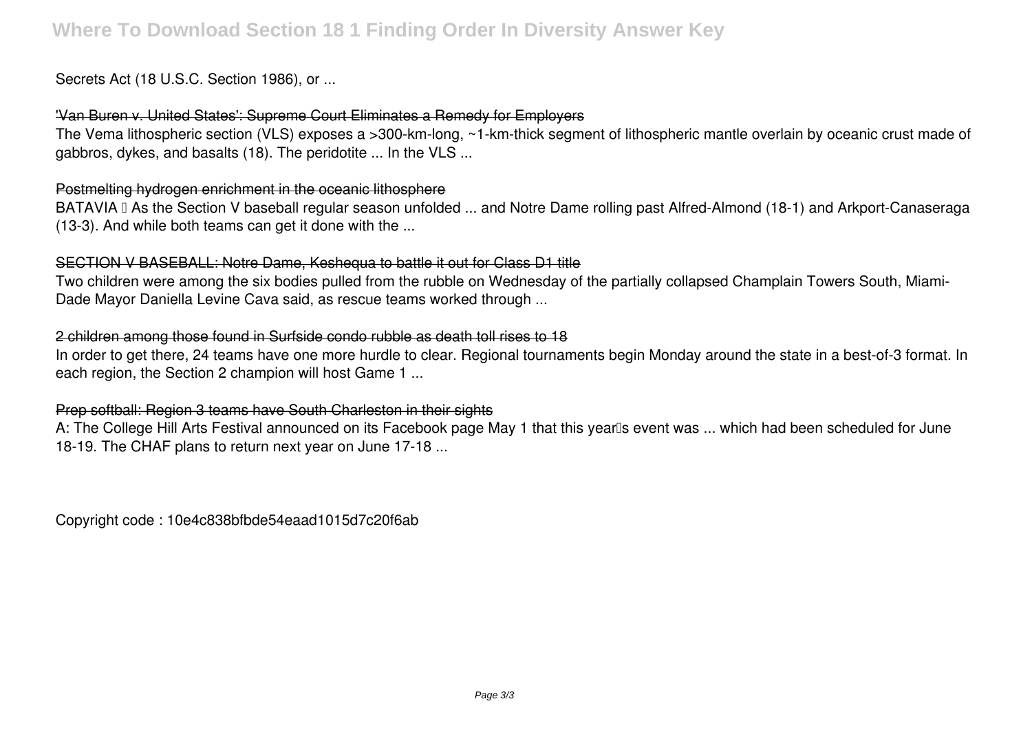Secrets Act (18 U.S.C. Section 1986), or ...

'Van Buren v. United States': Supreme Court Eliminates a Remedy for Employers

The Vema lithospheric section (VLS) exposes a >300-km-long, ~1-km-thick segment of lithospheric mantle overlain by oceanic crust made of gabbros, dykes, and basalts (18). The peridotite ... In the VLS ...

Postmelting hydrogen enrichment in the oceanic lithosphere

BATAVIA — As the Section V baseball regular season unfolded ... and Notre Dame rolling past Alfred-Almond (18-1) and Arkport-Canaseraga (13-3). And while both teams can get it done with the ...

SECTION V BASEBALL: Notre Dame, Keshequa to battle it out for Class D1 title

Two children were among the six bodies pulled from the rubble on Wednesday of the partially collapsed Champlain Towers South, Miami-Dade Mayor Daniella Levine Cava said, as rescue teams worked through ...

2 children among those found in Surfside condo rubble as death toll rises to 18

In order to get there, 24 teams have one more hurdle to clear. Regional tournaments begin Monday around the state in a best-of-3 format. In each region, the Section 2 champion will host Game 1 ...

Prep softball: Region 3 teams have South Charleston in their sights

A: The College Hill Arts Festival announced on its Facebook page May 1 that this year's event was ... which had been scheduled for June 18-19. The CHAF plans to return next year on June 17-18 ...

Copyright code : 10e4c838bfbde54eaad1015d7c20f6ab